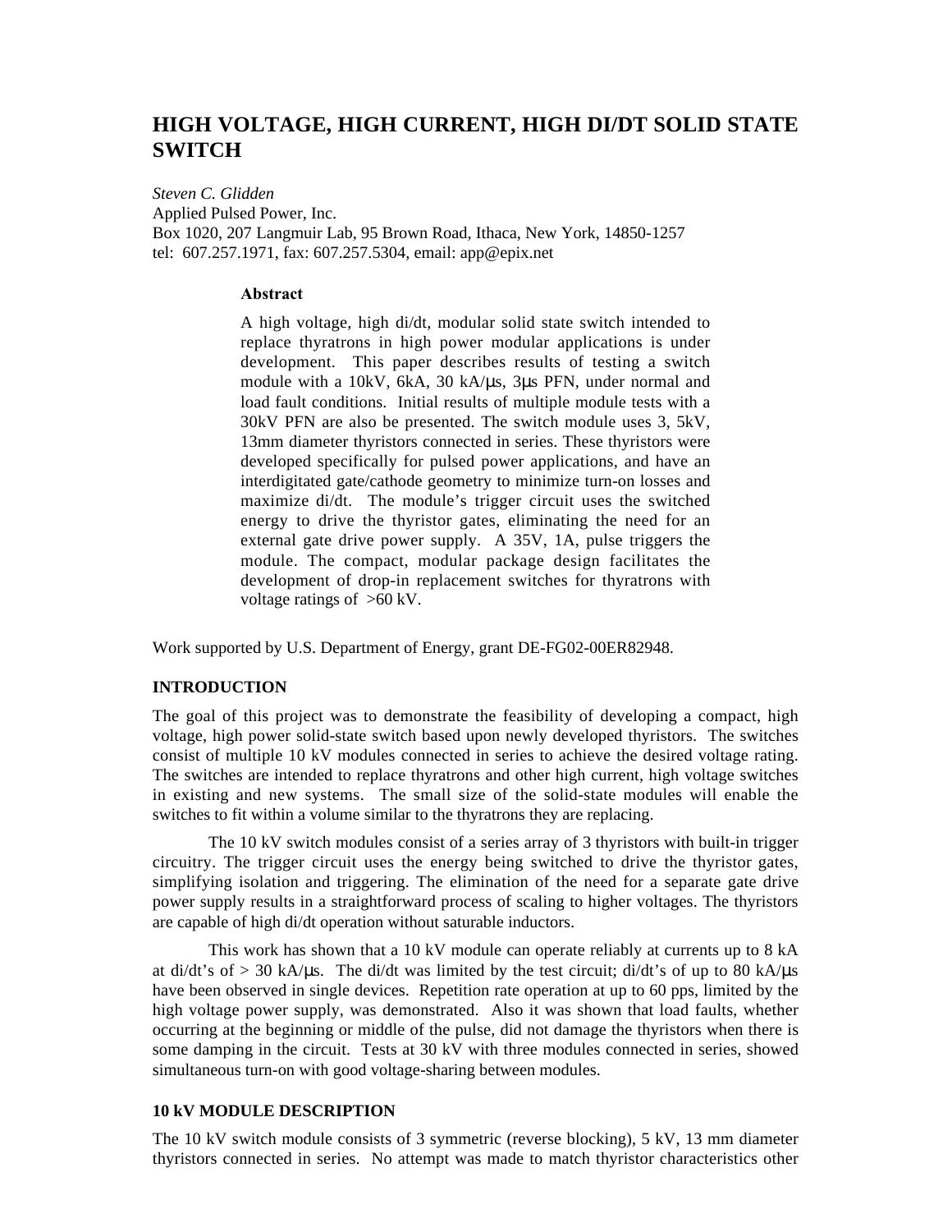# HIGH VOLTAGE, HIGH CURRENT, HIGH DI/DT SOLID STATE SWITCH

*Steven C. Glidden*
Applied Pulsed Power, Inc.
Box 1020, 207 Langmuir Lab, 95 Brown Road, Ithaca, New York, 14850-1257
tel: 607.257.1971, fax: 607.257.5304, email: app@epix.net

**Abstract**

A high voltage, high di/dt, modular solid state switch intended to replace thyratrons in high power modular applications is under development. This paper describes results of testing a switch module with a 10kV, 6kA, 30 kA/μs, 3μs PFN, under normal and load fault conditions. Initial results of multiple module tests with a 30kV PFN are also be presented. The switch module uses 3, 5kV, 13mm diameter thyristors connected in series. These thyristors were developed specifically for pulsed power applications, and have an interdigitated gate/cathode geometry to minimize turn-on losses and maximize di/dt. The module's trigger circuit uses the switched energy to drive the thyristor gates, eliminating the need for an external gate drive power supply. A 35V, 1A, pulse triggers the module. The compact, modular package design facilitates the development of drop-in replacement switches for thyratrons with voltage ratings of >60 kV.

Work supported by U.S. Department of Energy, grant DE-FG02-00ER82948.

## INTRODUCTION

The goal of this project was to demonstrate the feasibility of developing a compact, high voltage, high power solid-state switch based upon newly developed thyristors. The switches consist of multiple 10 kV modules connected in series to achieve the desired voltage rating. The switches are intended to replace thyratrons and other high current, high voltage switches in existing and new systems. The small size of the solid-state modules will enable the switches to fit within a volume similar to the thyratrons they are replacing.

The 10 kV switch modules consist of a series array of 3 thyristors with built-in trigger circuitry. The trigger circuit uses the energy being switched to drive the thyristor gates, simplifying isolation and triggering. The elimination of the need for a separate gate drive power supply results in a straightforward process of scaling to higher voltages. The thyristors are capable of high di/dt operation without saturable inductors.

This work has shown that a 10 kV module can operate reliably at currents up to 8 kA at di/dt's of > 30 kA/μs. The di/dt was limited by the test circuit; di/dt's of up to 80 kA/μs have been observed in single devices. Repetition rate operation at up to 60 pps, limited by the high voltage power supply, was demonstrated. Also it was shown that load faults, whether occurring at the beginning or middle of the pulse, did not damage the thyristors when there is some damping in the circuit. Tests at 30 kV with three modules connected in series, showed simultaneous turn-on with good voltage-sharing between modules.

## 10 kV MODULE DESCRIPTION

The 10 kV switch module consists of 3 symmetric (reverse blocking), 5 kV, 13 mm diameter thyristors connected in series. No attempt was made to match thyristor characteristics other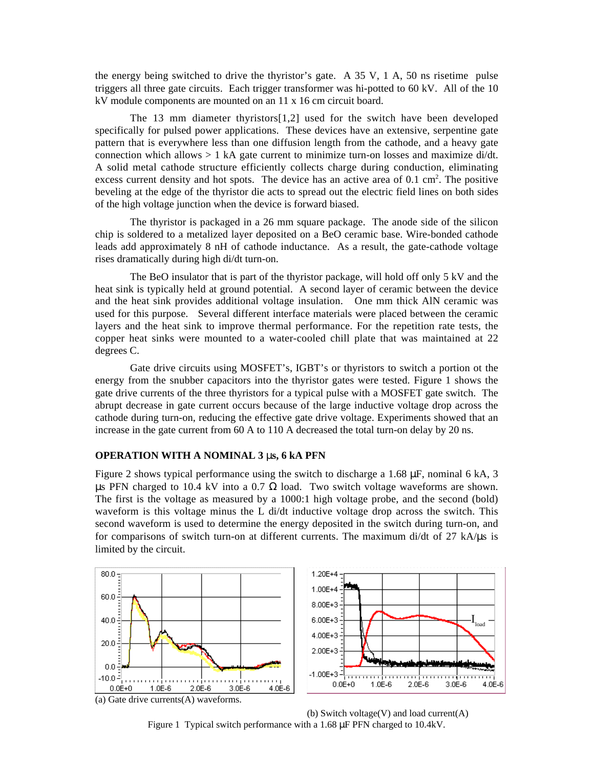the energy being switched to drive the thyristor's gate. A 35 V, 1 A, 50 ns risetime pulse triggers all three gate circuits. Each trigger transformer was hi-potted to 60 kV. All of the 10 kV module components are mounted on an 11 x 16 cm circuit board.

The 13 mm diameter thyristors[1,2] used for the switch have been developed specifically for pulsed power applications. These devices have an extensive, serpentine gate pattern that is everywhere less than one diffusion length from the cathode, and a heavy gate connection which allows > 1 kA gate current to minimize turn-on losses and maximize di/dt. A solid metal cathode structure efficiently collects charge during conduction, eliminating excess current density and hot spots. The device has an active area of 0.1 $cm^2$. The positive beveling at the edge of the thyristor die acts to spread out the electric field lines on both sides of the high voltage junction when the device is forward biased.

The thyristor is packaged in a 26 mm square package. The anode side of the silicon chip is soldered to a metalized layer deposited on a BeO ceramic base. Wire-bonded cathode leads add approximately 8 nH of cathode inductance. As a result, the gate-cathode voltage rises dramatically during high di/dt turn-on.

The BeO insulator that is part of the thyristor package, will hold off only 5 kV and the heat sink is typically held at ground potential. A second layer of ceramic between the device and the heat sink provides additional voltage insulation. One mm thick AlN ceramic was used for this purpose. Several different interface materials were placed between the ceramic layers and the heat sink to improve thermal performance. For the repetition rate tests, the copper heat sinks were mounted to a water-cooled chill plate that was maintained at 22 degrees C.

Gate drive circuits using MOSFET's, IGBT's or thyristors to switch a portion ot the energy from the snubber capacitors into the thyristor gates were tested. Figure 1 shows the gate drive currents of the three thyristors for a typical pulse with a MOSFET gate switch. The abrupt decrease in gate current occurs because of the large inductive voltage drop across the cathode during turn-on, reducing the effective gate drive voltage. Experiments showed that an increase in the gate current from 60 A to 110 A decreased the total turn-on delay by 20 ns.

## OPERATION WITH A NOMINAL 3 μs, 6 kA PFN

Figure 2 shows typical performance using the switch to discharge a 1.68 μF, nominal 6 kA, 3 μs PFN charged to 10.4 kV into a 0.7 Ω load. Two switch voltage waveforms are shown. The first is the voltage as measured by a 1000:1 high voltage probe, and the second (bold) waveform is this voltage minus the L di/dt inductive voltage drop across the switch. This second waveform is used to determine the energy deposited in the switch during turn-on, and for comparisons of switch turn-on at different currents. The maximum di/dt of 27 kA/μs is limited by the circuit.

(a) Gate drive currents(A) waveforms.

(b) Switch voltage(V) and load current(A)

Figure 1 Typical switch performance with a 1.68 μF PFN charged to 10.4kV.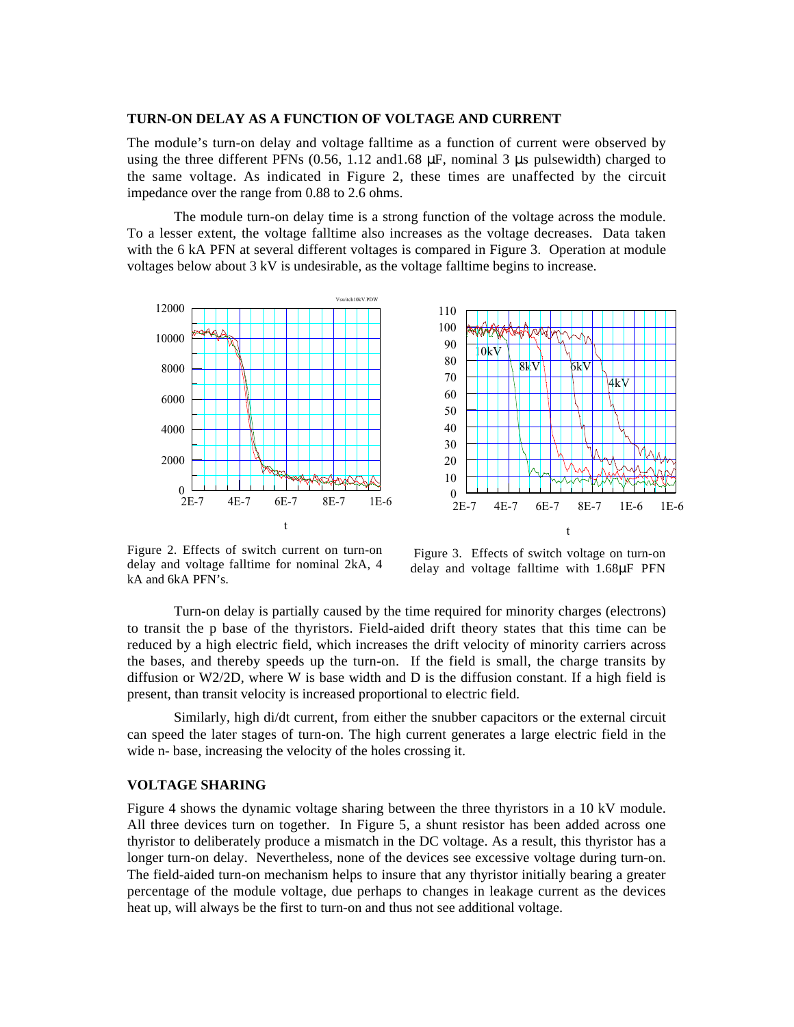### TURN-ON DELAY AS A FUNCTION OF VOLTAGE AND CURRENT

The module's turn-on delay and voltage falltime as a function of current were observed by using the three different PFNs (0.56, 1.12 and1.68 µF, nominal 3 µs pulsewidth) charged to the same voltage. As indicated in Figure 2, these times are unaffected by the circuit impedance over the range from 0.88 to 2.6 ohms.

The module turn-on delay time is a strong function of the voltage across the module. To a lesser extent, the voltage falltime also increases as the voltage decreases. Data taken with the 6 kA PFN at several different voltages is compared in Figure 3. Operation at module voltages below about 3 kV is undesirable, as the voltage falltime begins to increase.

Figure 2. Effects of switch current on turn-on delay and voltage falltime for nominal 2kA, 4 kA and 6kA PFN's.

Figure 3. Effects of switch voltage on turn-on delay and voltage falltime with 1.68µF PFN

Turn-on delay is partially caused by the time required for minority charges (electrons) to transit the p base of the thyristors. Field-aided drift theory states that this time can be reduced by a high electric field, which increases the drift velocity of minority carriers across the bases, and thereby speeds up the turn-on. If the field is small, the charge transits by diffusion or W2/2D, where W is base width and D is the diffusion constant. If a high field is present, than transit velocity is increased proportional to electric field.

Similarly, high di/dt current, from either the snubber capacitors or the external circuit can speed the later stages of turn-on. The high current generates a large electric field in the wide n- base, increasing the velocity of the holes crossing it.

### VOLTAGE SHARING

Figure 4 shows the dynamic voltage sharing between the three thyristors in a 10 kV module. All three devices turn on together. In Figure 5, a shunt resistor has been added across one thyristor to deliberately produce a mismatch in the DC voltage. As a result, this thyristor has a longer turn-on delay. Nevertheless, none of the devices see excessive voltage during turn-on. The field-aided turn-on mechanism helps to insure that any thyristor initially bearing a greater percentage of the module voltage, due perhaps to changes in leakage current as the devices heat up, will always be the first to turn-on and thus not see additional voltage.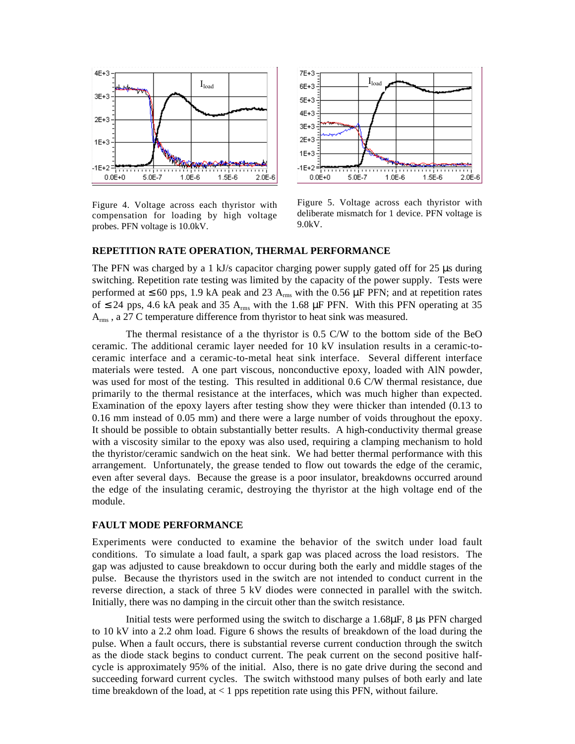Figure 4. Voltage across each thyristor with compensation for loading by high voltage probes. PFN voltage is 10.0kV.

Figure 5. Voltage across each thyristor with deliberate mismatch for 1 device. PFN voltage is 9.0kV.

**REPETITION RATE OPERATION, THERMAL PERFORMANCE**

The PFN was charged by a 1 kJ/s capacitor charging power supply gated off for 25 µs during switching. Repetition rate testing was limited by the capacity of the power supply. Tests were performed at ≤ 60 pps, 1.9 kA peak and 23 $A_{rms}$ with the 0.56 µF PFN; and at repetition rates of ≤ 24 pps, 4.6 kA peak and 35 $A_{rms}$ with the 1.68 µF PFN. With this PFN operating at 35 $A_{rms}$ , a 27 C temperature difference from thyristor to heat sink was measured.

The thermal resistance of a the thyristor is 0.5 C/W to the bottom side of the BeO ceramic. The additional ceramic layer needed for 10 kV insulation results in a ceramic-to-ceramic interface and a ceramic-to-metal heat sink interface. Several different interface materials were tested. A one part viscous, nonconductive epoxy, loaded with AlN powder, was used for most of the testing. This resulted in additional 0.6 C/W thermal resistance, due primarily to the thermal resistance at the interfaces, which was much higher than expected. Examination of the epoxy layers after testing show they were thicker than intended (0.13 to 0.16 mm instead of 0.05 mm) and there were a large number of voids throughout the epoxy. It should be possible to obtain substantially better results. A high-conductivity thermal grease with a viscosity similar to the epoxy was also used, requiring a clamping mechanism to hold the thyristor/ceramic sandwich on the heat sink. We had better thermal performance with this arrangement. Unfortunately, the grease tended to flow out towards the edge of the ceramic, even after several days. Because the grease is a poor insulator, breakdowns occurred around the edge of the insulating ceramic, destroying the thyristor at the high voltage end of the module.

**FAULT MODE PERFORMANCE**

Experiments were conducted to examine the behavior of the switch under load fault conditions. To simulate a load fault, a spark gap was placed across the load resistors. The gap was adjusted to cause breakdown to occur during both the early and middle stages of the pulse. Because the thyristors used in the switch are not intended to conduct current in the reverse direction, a stack of three 5 kV diodes were connected in parallel with the switch. Initially, there was no damping in the circuit other than the switch resistance.

Initial tests were performed using the switch to discharge a 1.68µF, 8 µs PFN charged to 10 kV into a 2.2 ohm load. Figure 6 shows the results of breakdown of the load during the pulse. When a fault occurs, there is substantial reverse current conduction through the switch as the diode stack begins to conduct current. The peak current on the second positive half-cycle is approximately 95% of the initial. Also, there is no gate drive during the second and succeeding forward current cycles. The switch withstood many pulses of both early and late time breakdown of the load, at < 1 pps repetition rate using this PFN, without failure.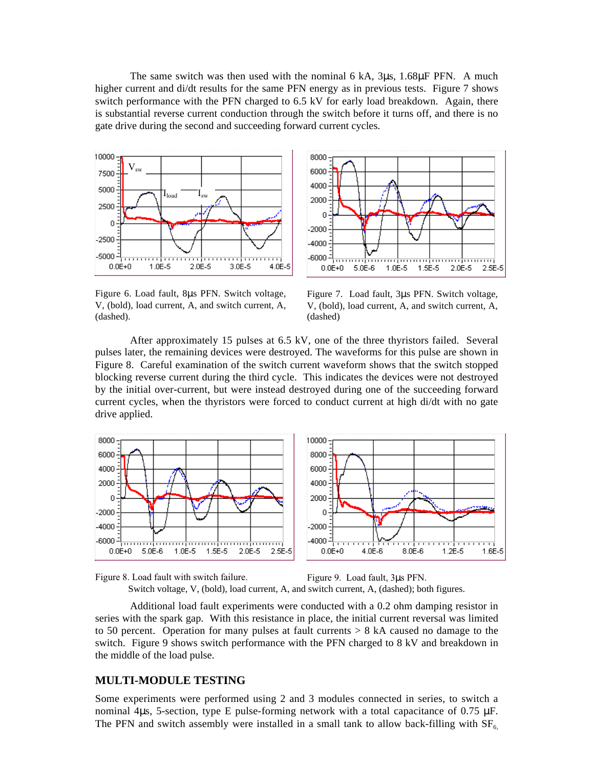The same switch was then used with the nominal 6 kA, 3μs, 1.68μF PFN. A much higher current and di/dt results for the same PFN energy as in previous tests. Figure 7 shows switch performance with the PFN charged to 6.5 kV for early load breakdown. Again, there is substantial reverse current conduction through the switch before it turns off, and there is no gate drive during the second and succeeding forward current cycles.

Figure 6. Load fault, 8μs PFN. Switch voltage, V, (bold), load current, A, and switch current, A, (dashed).

Figure 7. Load fault, 3μs PFN. Switch voltage, V, (bold), load current, A, and switch current, A, (dashed)

After approximately 15 pulses at 6.5 kV, one of the three thyristors failed. Several pulses later, the remaining devices were destroyed. The waveforms for this pulse are shown in Figure 8. Careful examination of the switch current waveform shows that the switch stopped blocking reverse current during the third cycle. This indicates the devices were not destroyed by the initial over-current, but were instead destroyed during one of the succeeding forward current cycles, when the thyristors were forced to conduct current at high di/dt with no gate drive applied.

Figure 8. Load fault with switch failure.

Figure 9. Load fault, 3μs PFN.

Switch voltage, V, (bold), load current, A, and switch current, A, (dashed); both figures.

Additional load fault experiments were conducted with a 0.2 ohm damping resistor in series with the spark gap. With this resistance in place, the initial current reversal was limited to 50 percent. Operation for many pulses at fault currents > 8 kA caused no damage to the switch. Figure 9 shows switch performance with the PFN charged to 8 kV and breakdown in the middle of the load pulse.

## MULTI-MODULE TESTING

Some experiments were performed using 2 and 3 modules connected in series, to switch a nominal 4μs, 5-section, type E pulse-forming network with a total capacitance of 0.75 μF. The PFN and switch assembly were installed in a small tank to allow back-filling with $SF_6$,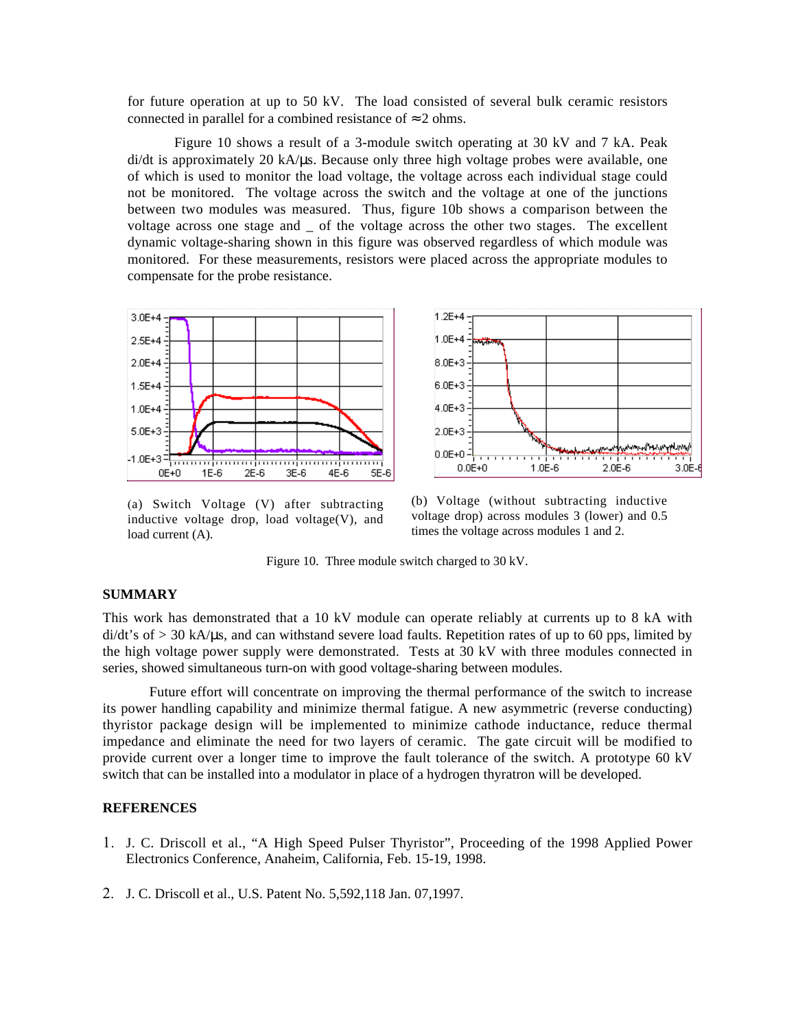for future operation at up to 50 kV. The load consisted of several bulk ceramic resistors connected in parallel for a combined resistance of ≈2 ohms.

Figure 10 shows a result of a 3-module switch operating at 30 kV and 7 kA. Peak di/dt is approximately 20 kA/µs. Because only three high voltage probes were available, one of which is used to monitor the load voltage, the voltage across each individual stage could not be monitored. The voltage across the switch and the voltage at one of the junctions between two modules was measured. Thus, figure 10b shows a comparison between the voltage across one stage and _ of the voltage across the other two stages. The excellent dynamic voltage-sharing shown in this figure was observed regardless of which module was monitored. For these measurements, resistors were placed across the appropriate modules to compensate for the probe resistance.

3.0E+4
2.5E+4
2.0E+4
1.5E+4
1.0E+4
5.0E+3
-1.0E+3
0E+0 1E-6 2E-6 3E-6 4E-6 5E-6

(a) Switch Voltage (V) after subtracting inductive voltage drop, load voltage(V), and load current (A).

1.2E+4
1.0E+4
8.0E+3
6.0E+3
4.0E+3
2.0E+3
0.0E+0
0.0E+0 1.0E-6 2.0E-6 3.0E-6

(b) Voltage (without subtracting inductive voltage drop) across modules 3 (lower) and 0.5 times the voltage across modules 1 and 2.

Figure 10. Three module switch charged to 30 kV.

## SUMMARY

This work has demonstrated that a 10 kV module can operate reliably at currents up to 8 kA with di/dt's of > 30 kA/µs, and can withstand severe load faults. Repetition rates of up to 60 pps, limited by the high voltage power supply were demonstrated. Tests at 30 kV with three modules connected in series, showed simultaneous turn-on with good voltage-sharing between modules.

Future effort will concentrate on improving the thermal performance of the switch to increase its power handling capability and minimize thermal fatigue. A new asymmetric (reverse conducting) thyristor package design will be implemented to minimize cathode inductance, reduce thermal impedance and eliminate the need for two layers of ceramic. The gate circuit will be modified to provide current over a longer time to improve the fault tolerance of the switch. A prototype 60 kV switch that can be installed into a modulator in place of a hydrogen thyratron will be developed.

## REFERENCES

1. J. C. Driscoll et al., "A High Speed Pulser Thyristor", Proceeding of the 1998 Applied Power Electronics Conference, Anaheim, California, Feb. 15-19, 1998.

2. J. C. Driscoll et al., U.S. Patent No. 5,592,118 Jan. 07,1997.